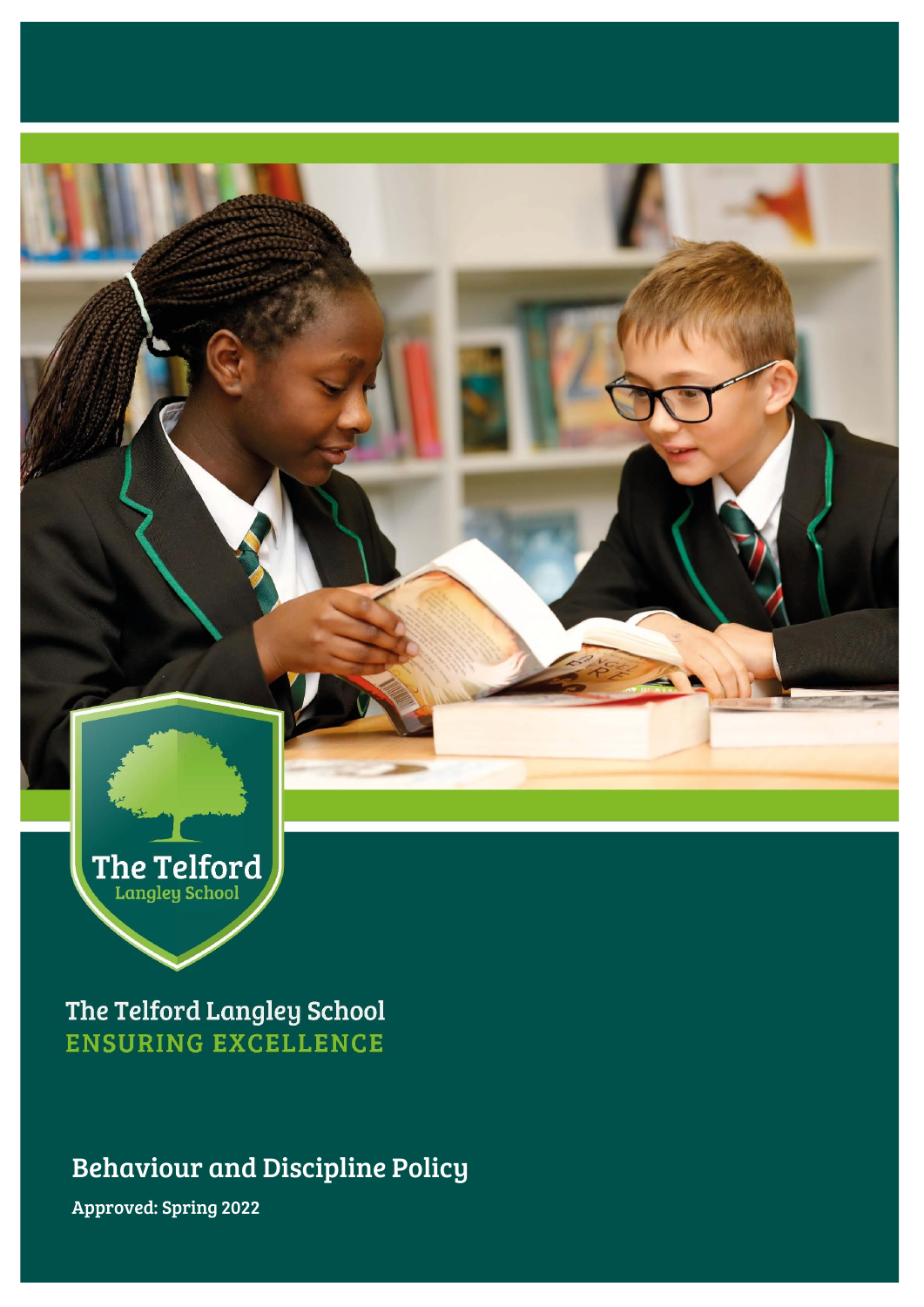The Telford
Langley School

The Telford Langley School
ENSURING EXCELLENCE

# Behaviour and Discipline Policy

**Approved: Spring 2022**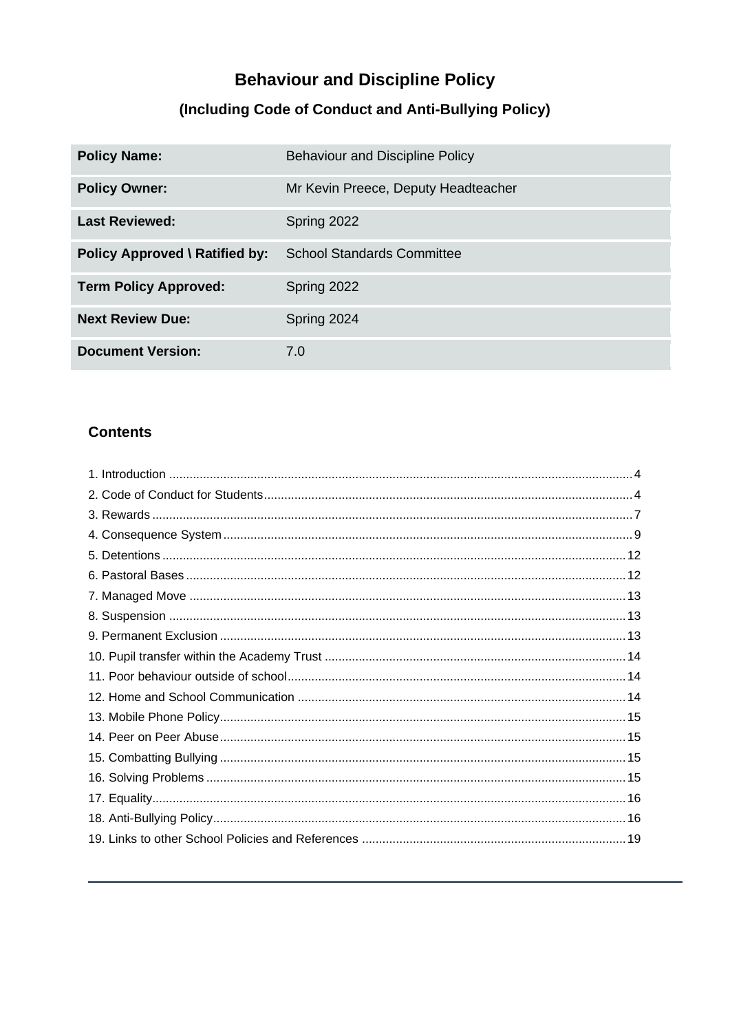# Behaviour and Discipline Policy

## (Including Code of Conduct and Anti-Bullying Policy)

| | |
|---|---|
| **Policy Name:** | Behaviour and Discipline Policy |
| **Policy Owner:** | Mr Kevin Preece, Deputy Headteacher |
| **Last Reviewed:** | Spring 2022 |
| **Policy Approved \ Ratified by:** | School Standards Committee |
| **Term Policy Approved:** | Spring 2022 |
| **Next Review Due:** | Spring 2024 |
| **Document Version:** | 7.0 |

### Contents

1. Introduction ..... 4
2. Code of Conduct for Students ..... 4
3. Rewards ..... 7
4. Consequence System ..... 9
5. Detentions ..... 12
6. Pastoral Bases ..... 12
7. Managed Move ..... 13
8. Suspension ..... 13
9. Permanent Exclusion ..... 13
10. Pupil transfer within the Academy Trust ..... 14
11. Poor behaviour outside of school ..... 14
12. Home and School Communication ..... 14
13. Mobile Phone Policy ..... 15
14. Peer on Peer Abuse ..... 15
15. Combatting Bullying ..... 15
16. Solving Problems ..... 15
17. Equality ..... 16
18. Anti-Bullying Policy ..... 16
19. Links to other School Policies and References ..... 19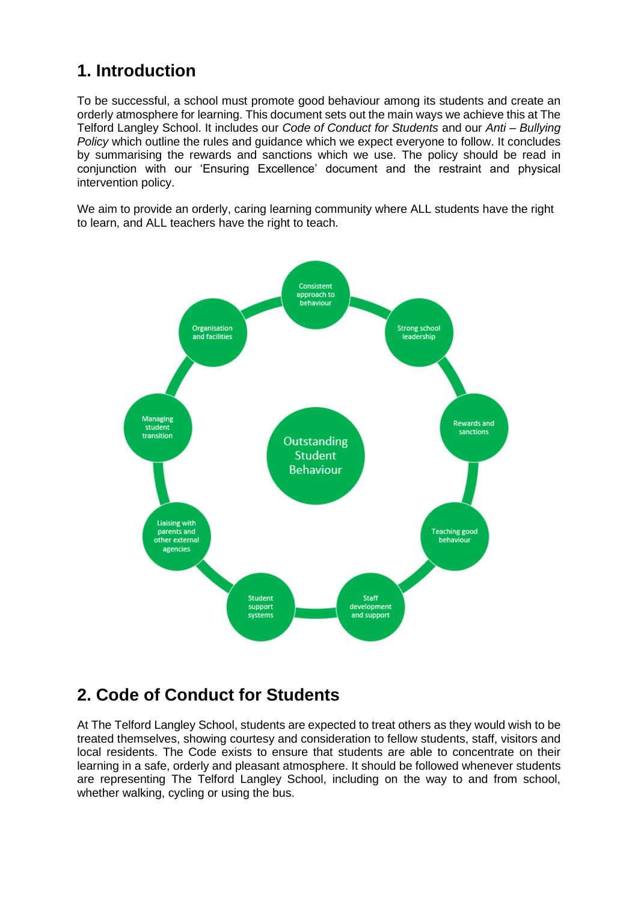# 1. Introduction

To be successful, a school must promote good behaviour among its students and create an orderly atmosphere for learning. This document sets out the main ways we achieve this at The Telford Langley School. It includes our *Code of Conduct for Students* and our *Anti – Bullying Policy* which outline the rules and guidance which we expect everyone to follow. It concludes by summarising the rewards and sanctions which we use. The policy should be read in conjunction with our 'Ensuring Excellence' document and the restraint and physical intervention policy.

We aim to provide an orderly, caring learning community where ALL students have the right to learn, and ALL teachers have the right to teach.

**Outstanding Student Behaviour**

- Consistent approach to behaviour
- Strong school leadership
- Rewards and sanctions
- Teaching good behaviour
- Staff development and support
- Student support systems
- Liaising with parents and other external agencies
- Managing student transition
- Organisation and facilities

# 2. Code of Conduct for Students

At The Telford Langley School, students are expected to treat others as they would wish to be treated themselves, showing courtesy and consideration to fellow students, staff, visitors and local residents. The Code exists to ensure that students are able to concentrate on their learning in a safe, orderly and pleasant atmosphere. It should be followed whenever students are representing The Telford Langley School, including on the way to and from school, whether walking, cycling or using the bus.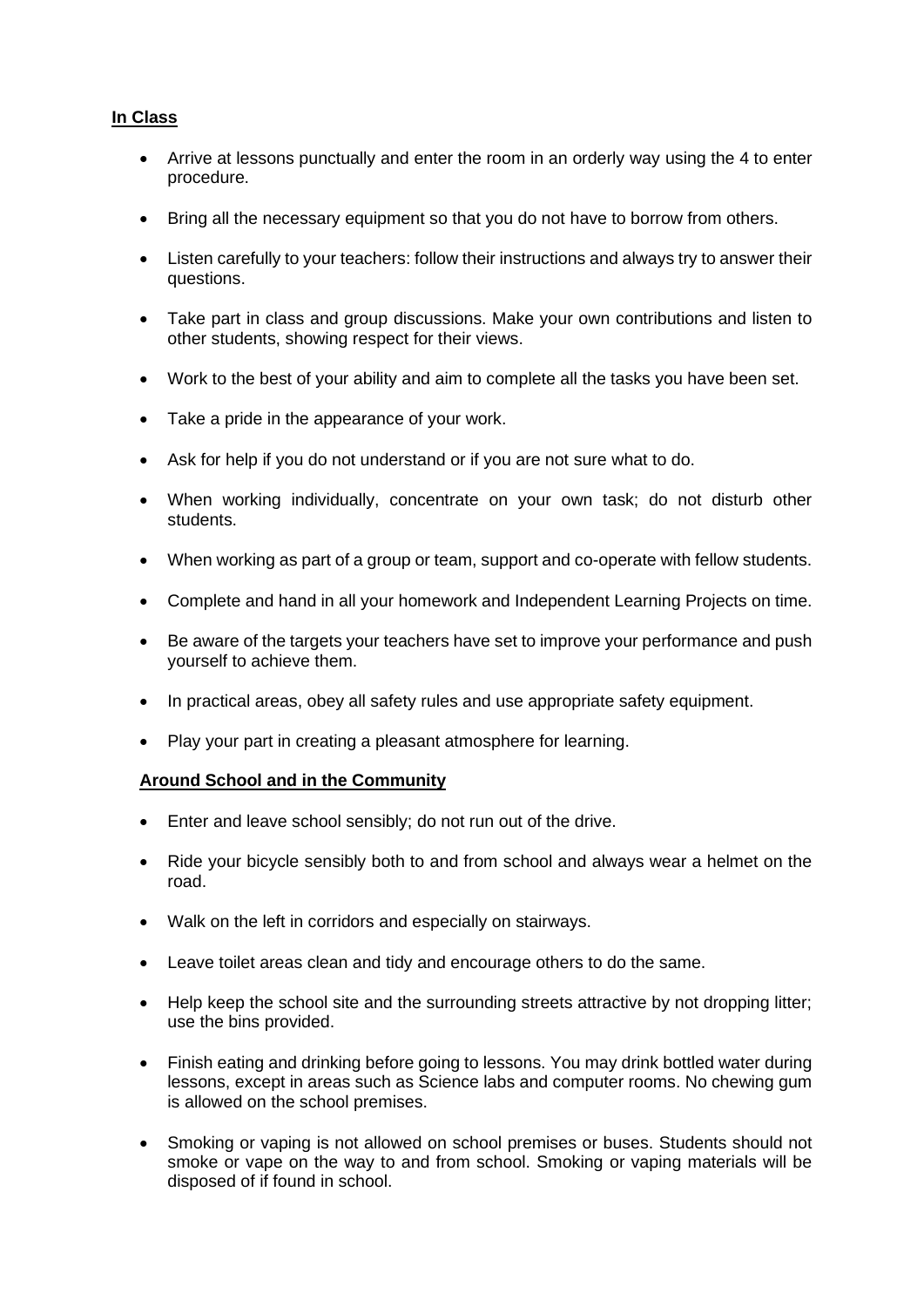## In Class

- Arrive at lessons punctually and enter the room in an orderly way using the 4 to enter procedure.
- Bring all the necessary equipment so that you do not have to borrow from others.
- Listen carefully to your teachers: follow their instructions and always try to answer their questions.
- Take part in class and group discussions. Make your own contributions and listen to other students, showing respect for their views.
- Work to the best of your ability and aim to complete all the tasks you have been set.
- Take a pride in the appearance of your work.
- Ask for help if you do not understand or if you are not sure what to do.
- When working individually, concentrate on your own task; do not disturb other students.
- When working as part of a group or team, support and co-operate with fellow students.
- Complete and hand in all your homework and Independent Learning Projects on time.
- Be aware of the targets your teachers have set to improve your performance and push yourself to achieve them.
- In practical areas, obey all safety rules and use appropriate safety equipment.
- Play your part in creating a pleasant atmosphere for learning.

## Around School and in the Community

- Enter and leave school sensibly; do not run out of the drive.
- Ride your bicycle sensibly both to and from school and always wear a helmet on the road.
- Walk on the left in corridors and especially on stairways.
- Leave toilet areas clean and tidy and encourage others to do the same.
- Help keep the school site and the surrounding streets attractive by not dropping litter; use the bins provided.
- Finish eating and drinking before going to lessons. You may drink bottled water during lessons, except in areas such as Science labs and computer rooms. No chewing gum is allowed on the school premises.
- Smoking or vaping is not allowed on school premises or buses. Students should not smoke or vape on the way to and from school. Smoking or vaping materials will be disposed of if found in school.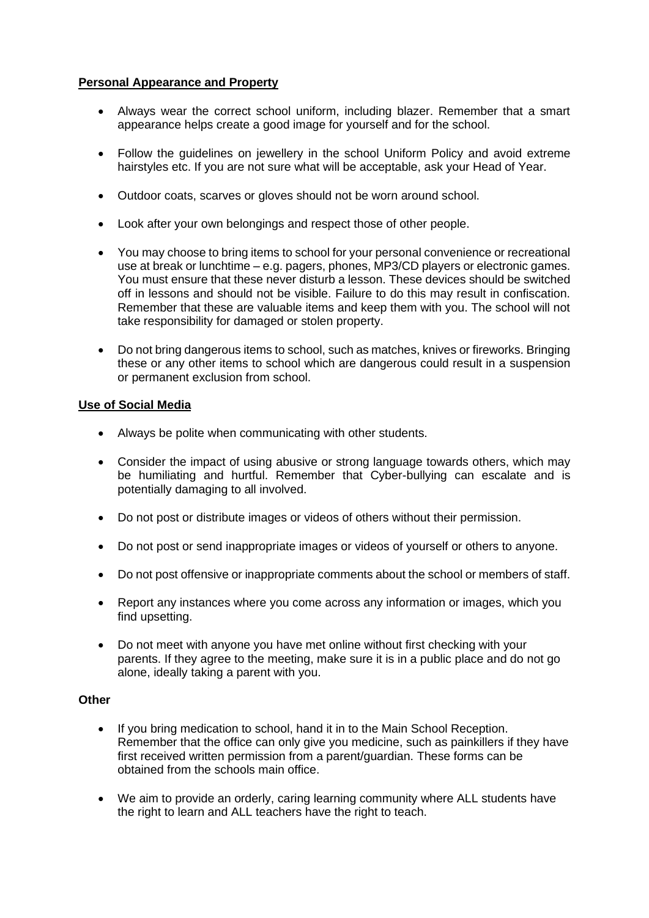**Personal Appearance and Property**

- Always wear the correct school uniform, including blazer. Remember that a smart appearance helps create a good image for yourself and for the school.
- Follow the guidelines on jewellery in the school Uniform Policy and avoid extreme hairstyles etc. If you are not sure what will be acceptable, ask your Head of Year.
- Outdoor coats, scarves or gloves should not be worn around school.
- Look after your own belongings and respect those of other people.
- You may choose to bring items to school for your personal convenience or recreational use at break or lunchtime – e.g. pagers, phones, MP3/CD players or electronic games. You must ensure that these never disturb a lesson. These devices should be switched off in lessons and should not be visible. Failure to do this may result in confiscation. Remember that these are valuable items and keep them with you. The school will not take responsibility for damaged or stolen property.
- Do not bring dangerous items to school, such as matches, knives or fireworks. Bringing these or any other items to school which are dangerous could result in a suspension or permanent exclusion from school.

**Use of Social Media**

- Always be polite when communicating with other students.
- Consider the impact of using abusive or strong language towards others, which may be humiliating and hurtful. Remember that Cyber-bullying can escalate and is potentially damaging to all involved.
- Do not post or distribute images or videos of others without their permission.
- Do not post or send inappropriate images or videos of yourself or others to anyone.
- Do not post offensive or inappropriate comments about the school or members of staff.
- Report any instances where you come across any information or images, which you find upsetting.
- Do not meet with anyone you have met online without first checking with your parents. If they agree to the meeting, make sure it is in a public place and do not go alone, ideally taking a parent with you.

**Other**

- If you bring medication to school, hand it in to the Main School Reception. Remember that the office can only give you medicine, such as painkillers if they have first received written permission from a parent/guardian. These forms can be obtained from the schools main office.
- We aim to provide an orderly, caring learning community where ALL students have the right to learn and ALL teachers have the right to teach.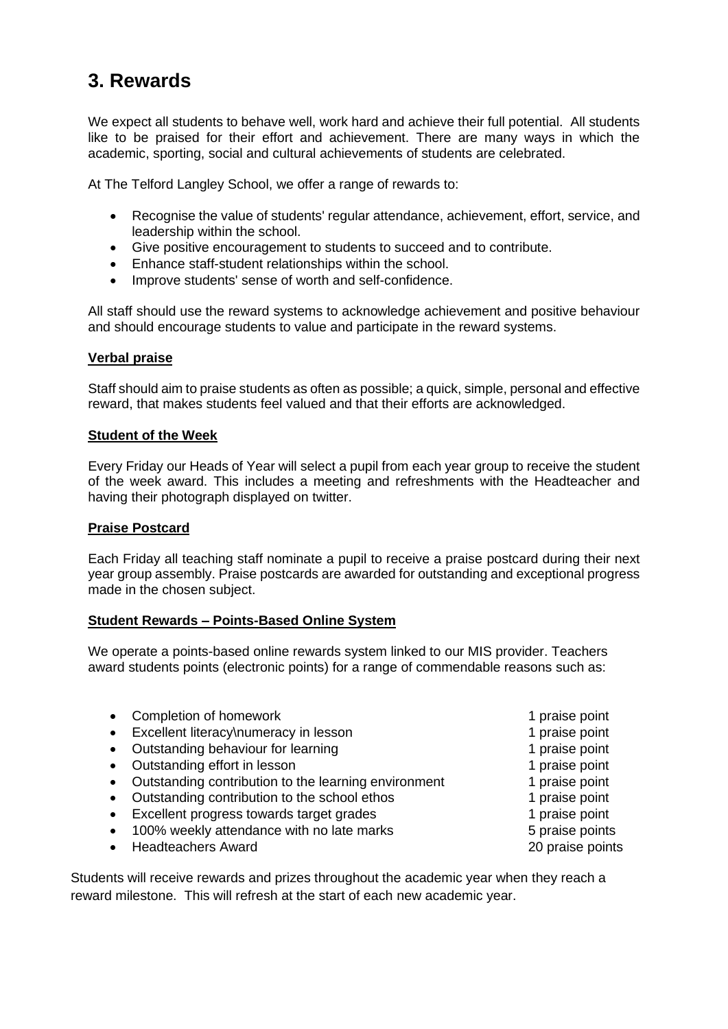## 3. Rewards

We expect all students to behave well, work hard and achieve their full potential. All students like to be praised for their effort and achievement. There are many ways in which the academic, sporting, social and cultural achievements of students are celebrated.

At The Telford Langley School, we offer a range of rewards to:

- Recognise the value of students' regular attendance, achievement, effort, service, and leadership within the school.
- Give positive encouragement to students to succeed and to contribute.
- Enhance staff-student relationships within the school.
- Improve students' sense of worth and self-confidence.

All staff should use the reward systems to acknowledge achievement and positive behaviour and should encourage students to value and participate in the reward systems.

**Verbal praise**

Staff should aim to praise students as often as possible; a quick, simple, personal and effective reward, that makes students feel valued and that their efforts are acknowledged.

**Student of the Week**

Every Friday our Heads of Year will select a pupil from each year group to receive the student of the week award. This includes a meeting and refreshments with the Headteacher and having their photograph displayed on twitter.

**Praise Postcard**

Each Friday all teaching staff nominate a pupil to receive a praise postcard during their next year group assembly. Praise postcards are awarded for outstanding and exceptional progress made in the chosen subject.

**Student Rewards – Points-Based Online System**

We operate a points-based online rewards system linked to our MIS provider. Teachers award students points (electronic points) for a range of commendable reasons such as:

- Completion of homework — 1 praise point
- Excellent literacy\numeracy in lesson — 1 praise point
- Outstanding behaviour for learning — 1 praise point
- Outstanding effort in lesson — 1 praise point
- Outstanding contribution to the learning environment — 1 praise point
- Outstanding contribution to the school ethos — 1 praise point
- Excellent progress towards target grades — 1 praise point
- 100% weekly attendance with no late marks — 5 praise points
- Headteachers Award — 20 praise points

Students will receive rewards and prizes throughout the academic year when they reach a reward milestone. This will refresh at the start of each new academic year.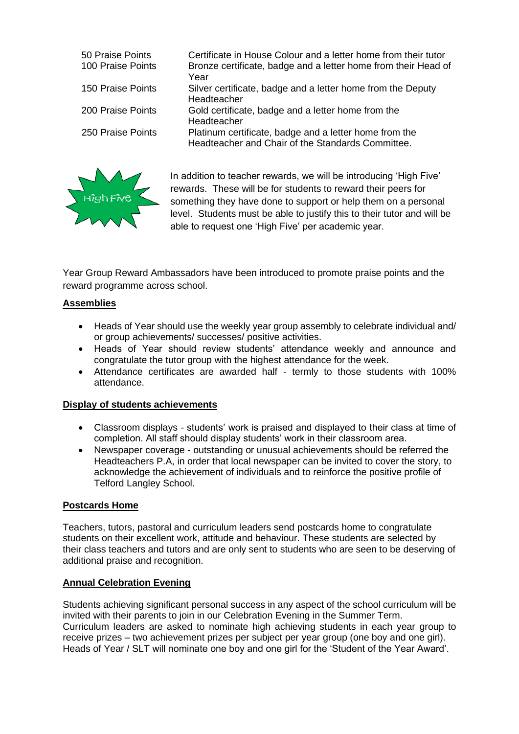| | |
|---|---|
| 50 Praise Points | Certificate in House Colour and a letter home from their tutor |
| 100 Praise Points | Bronze certificate, badge and a letter home from their Head of Year |
| 150 Praise Points | Silver certificate, badge and a letter home from the Deputy Headteacher |
| 200 Praise Points | Gold certificate, badge and a letter home from the Headteacher |
| 250 Praise Points | Platinum certificate, badge and a letter home from the Headteacher and Chair of the Standards Committee. |

High Five

In addition to teacher rewards, we will be introducing 'High Five' rewards. These will be for students to reward their peers for something they have done to support or help them on a personal level. Students must be able to justify this to their tutor and will be able to request one 'High Five' per academic year.

Year Group Reward Ambassadors have been introduced to promote praise points and the reward programme across school.

**Assemblies**

- Heads of Year should use the weekly year group assembly to celebrate individual and/ or group achievements/ successes/ positive activities.
- Heads of Year should review students' attendance weekly and announce and congratulate the tutor group with the highest attendance for the week.
- Attendance certificates are awarded half - termly to those students with 100% attendance.

**Display of students achievements**

- Classroom displays - students' work is praised and displayed to their class at time of completion. All staff should display students' work in their classroom area.
- Newspaper coverage - outstanding or unusual achievements should be referred the Headteachers P.A, in order that local newspaper can be invited to cover the story, to acknowledge the achievement of individuals and to reinforce the positive profile of Telford Langley School.

**Postcards Home**

Teachers, tutors, pastoral and curriculum leaders send postcards home to congratulate students on their excellent work, attitude and behaviour. These students are selected by their class teachers and tutors and are only sent to students who are seen to be deserving of additional praise and recognition.

**Annual Celebration Evening**

Students achieving significant personal success in any aspect of the school curriculum will be invited with their parents to join in our Celebration Evening in the Summer Term. Curriculum leaders are asked to nominate high achieving students in each year group to receive prizes – two achievement prizes per subject per year group (one boy and one girl). Heads of Year / SLT will nominate one boy and one girl for the 'Student of the Year Award'.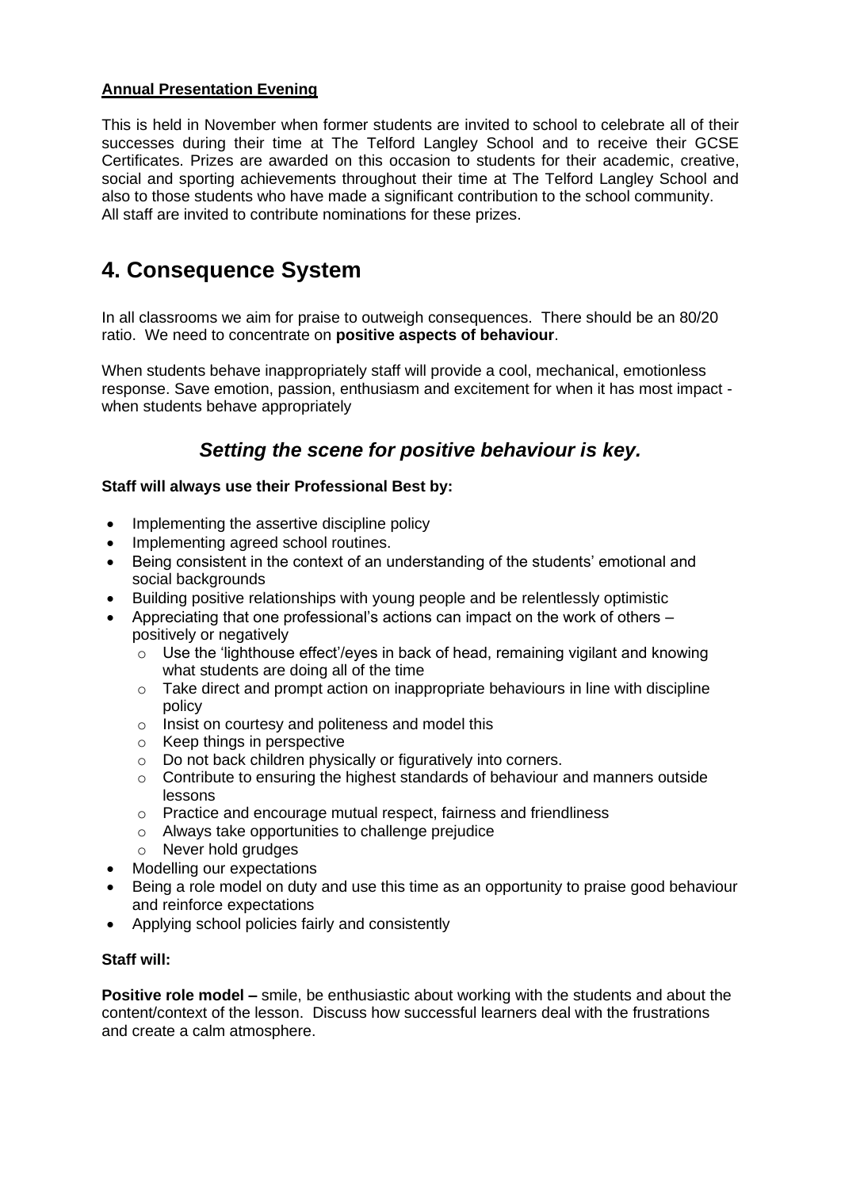**Annual Presentation Evening**

This is held in November when former students are invited to school to celebrate all of their successes during their time at The Telford Langley School and to receive their GCSE Certificates. Prizes are awarded on this occasion to students for their academic, creative, social and sporting achievements throughout their time at The Telford Langley School and also to those students who have made a significant contribution to the school community. All staff are invited to contribute nominations for these prizes.

# 4. Consequence System

In all classrooms we aim for praise to outweigh consequences. There should be an 80/20 ratio. We need to concentrate on **positive aspects of behaviour**.

When students behave inappropriately staff will provide a cool, mechanical, emotionless response. Save emotion, passion, enthusiasm and excitement for when it has most impact - when students behave appropriately

## *Setting the scene for positive behaviour is key.*

**Staff will always use their Professional Best by:**

- Implementing the assertive discipline policy
- Implementing agreed school routines.
- Being consistent in the context of an understanding of the students' emotional and social backgrounds
- Building positive relationships with young people and be relentlessly optimistic
- Appreciating that one professional's actions can impact on the work of others – positively or negatively
  - Use the 'lighthouse effect'/eyes in back of head, remaining vigilant and knowing what students are doing all of the time
  - Take direct and prompt action on inappropriate behaviours in line with discipline policy
  - Insist on courtesy and politeness and model this
  - Keep things in perspective
  - Do not back children physically or figuratively into corners.
  - Contribute to ensuring the highest standards of behaviour and manners outside lessons
  - Practice and encourage mutual respect, fairness and friendliness
  - Always take opportunities to challenge prejudice
  - Never hold grudges
- Modelling our expectations
- Being a role model on duty and use this time as an opportunity to praise good behaviour and reinforce expectations
- Applying school policies fairly and consistently

**Staff will:**

**Positive role model –** smile, be enthusiastic about working with the students and about the content/context of the lesson. Discuss how successful learners deal with the frustrations and create a calm atmosphere.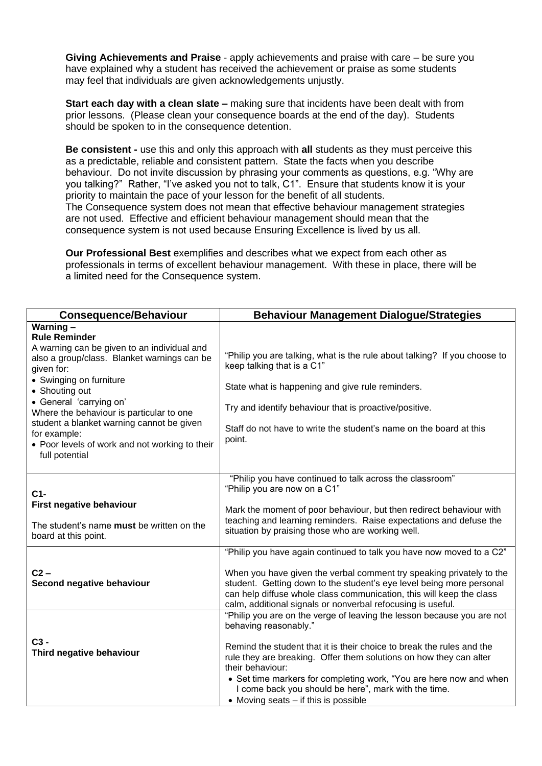**Giving Achievements and Praise** - apply achievements and praise with care – be sure you have explained why a student has received the achievement or praise as some students may feel that individuals are given acknowledgements unjustly.

**Start each day with a clean slate –** making sure that incidents have been dealt with from prior lessons. (Please clean your consequence boards at the end of the day). Students should be spoken to in the consequence detention.

**Be consistent -** use this and only this approach with **all** students as they must perceive this as a predictable, reliable and consistent pattern. State the facts when you describe behaviour. Do not invite discussion by phrasing your comments as questions, e.g. "Why are you talking?" Rather, "I've asked you not to talk, C1". Ensure that students know it is your priority to maintain the pace of your lesson for the benefit of all students.
The Consequence system does not mean that effective behaviour management strategies are not used. Effective and efficient behaviour management should mean that the consequence system is not used because Ensuring Excellence is lived by us all.

**Our Professional Best** exemplifies and describes what we expect from each other as professionals in terms of excellent behaviour management. With these in place, there will be a limited need for the Consequence system.

| Consequence/Behaviour | Behaviour Management Dialogue/Strategies |
|---|---|
| **Warning – Rule Reminder**<br>A warning can be given to an individual and also a group/class. Blanket warnings can be given for:<br>• Swinging on furniture<br>• Shouting out<br>• General 'carrying on'<br>Where the behaviour is particular to one student a blanket warning cannot be given for example:<br>• Poor levels of work and not working to their full potential | "Philip you are talking, what is the rule about talking? If you choose to keep talking that is a C1"<br><br>State what is happening and give rule reminders.<br><br>Try and identify behaviour that is proactive/positive.<br><br>Staff do not have to write the student's name on the board at this point. |
| **C1- First negative behaviour**<br><br>The student's name **must** be written on the board at this point. | "Philip you have continued to talk across the classroom"<br>"Philip you are now on a C1"<br><br>Mark the moment of poor behaviour, but then redirect behaviour with teaching and learning reminders. Raise expectations and defuse the situation by praising those who are working well. |
| **C2 – Second negative behaviour** | "Philip you have again continued to talk you have now moved to a C2"<br><br>When you have given the verbal comment try speaking privately to the student. Getting down to the student's eye level being more personal can help diffuse whole class communication, this will keep the class calm, additional signals or nonverbal refocusing is useful. |
| **C3 - Third negative behaviour** | "Philip you are on the verge of leaving the lesson because you are not behaving reasonably."<br><br>Remind the student that it is their choice to break the rules and the rule they are breaking. Offer them solutions on how they can alter their behaviour:<br>• Set time markers for completing work, "You are here now and when I come back you should be here", mark with the time.<br>• Moving seats – if this is possible |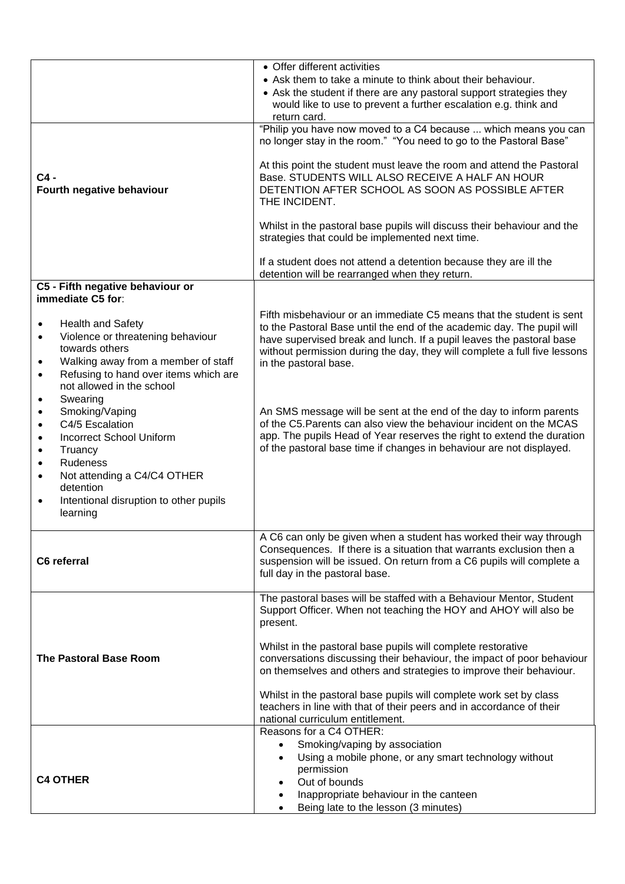| | |
|---|---|
| | • Offer different activities<br>• Ask them to take a minute to think about their behaviour.<br>• Ask the student if there are any pastoral support strategies they would like to use to prevent a further escalation e.g. think and return card. |
| **C4 -**<br>**Fourth negative behaviour** | "Philip you have now moved to a C4 because ... which means you can no longer stay in the room." "You need to go to the Pastoral Base"<br><br>At this point the student must leave the room and attend the Pastoral Base. STUDENTS WILL ALSO RECEIVE A HALF AN HOUR DETENTION AFTER SCHOOL AS SOON AS POSSIBLE AFTER THE INCIDENT.<br><br>Whilst in the pastoral base pupils will discuss their behaviour and the strategies that could be implemented next time.<br><br>If a student does not attend a detention because they are ill the detention will be rearranged when they return. |
| **C5 - Fifth negative behaviour or immediate C5 for**:<br>• Health and Safety<br>• Violence or threatening behaviour towards others<br>• Walking away from a member of staff<br>• Refusing to hand over items which are not allowed in the school<br>• Swearing<br>• Smoking/Vaping<br>• C4/5 Escalation<br>• Incorrect School Uniform<br>• Truancy<br>• Rudeness<br>• Not attending a C4/C4 OTHER detention<br>• Intentional disruption to other pupils learning | Fifth misbehaviour or an immediate C5 means that the student is sent to the Pastoral Base until the end of the academic day. The pupil will have supervised break and lunch. If a pupil leaves the pastoral base without permission during the day, they will complete a full five lessons in the pastoral base.<br><br>An SMS message will be sent at the end of the day to inform parents of the C5.Parents can also view the behaviour incident on the MCAS app. The pupils Head of Year reserves the right to extend the duration of the pastoral base time if changes in behaviour are not displayed. |
| **C6 referral** | A C6 can only be given when a student has worked their way through Consequences. If there is a situation that warrants exclusion then a suspension will be issued. On return from a C6 pupils will complete a full day in the pastoral base. |
| **The Pastoral Base Room** | The pastoral bases will be staffed with a Behaviour Mentor, Student Support Officer. When not teaching the HOY and AHOY will also be present.<br><br>Whilst in the pastoral base pupils will complete restorative conversations discussing their behaviour, the impact of poor behaviour on themselves and others and strategies to improve their behaviour.<br><br>Whilst in the pastoral base pupils will complete work set by class teachers in line with that of their peers and in accordance of their national curriculum entitlement. |
| **C4 OTHER** | Reasons for a C4 OTHER:<br>• Smoking/vaping by association<br>• Using a mobile phone, or any smart technology without permission<br>• Out of bounds<br>• Inappropriate behaviour in the canteen<br>• Being late to the lesson (3 minutes) |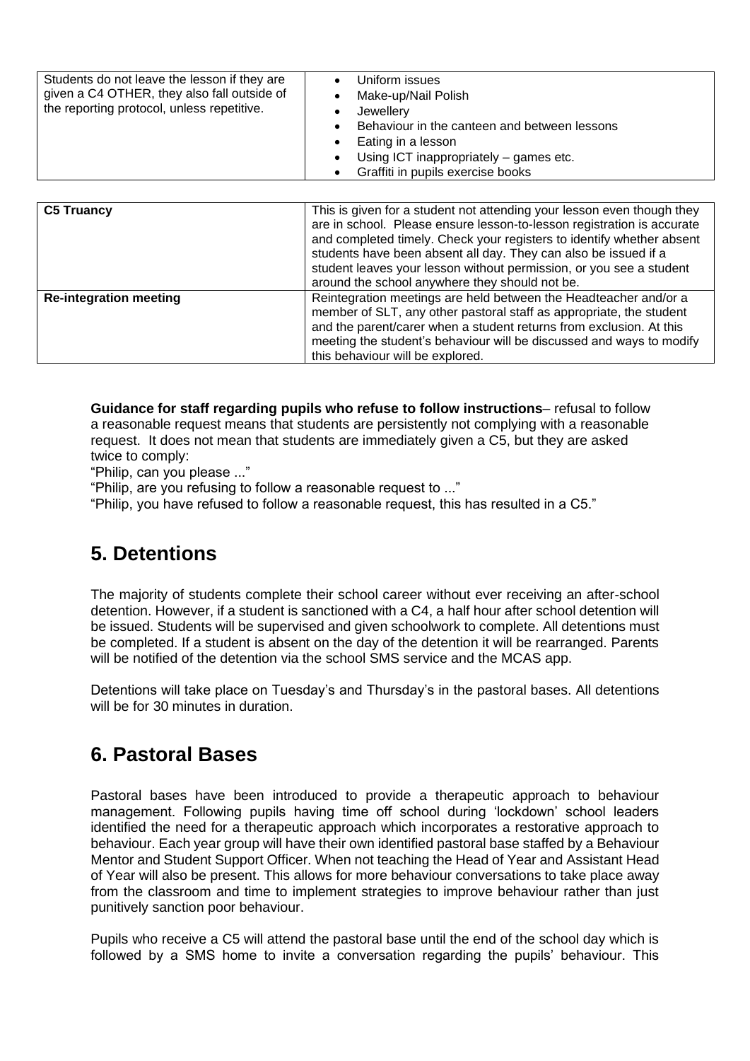| Students do not leave the lesson if they are given a C4 OTHER, they also fall outside of the reporting protocol, unless repetitive. | • Uniform issues<br>• Make-up/Nail Polish<br>• Jewellery<br>• Behaviour in the canteen and between lessons<br>• Eating in a lesson<br>• Using ICT inappropriately – games etc.<br>• Graffiti in pupils exercise books |
|---|---|

| **C5 Truancy** | This is given for a student not attending your lesson even though they are in school. Please ensure lesson-to-lesson registration is accurate and completed timely. Check your registers to identify whether absent students have been absent all day. They can also be issued if a student leaves your lesson without permission, or you see a student around the school anywhere they should not be. |
|---|---|
| **Re-integration meeting** | Reintegration meetings are held between the Headteacher and/or a member of SLT, any other pastoral staff as appropriate, the student and the parent/carer when a student returns from exclusion. At this meeting the student's behaviour will be discussed and ways to modify this behaviour will be explored. |

**Guidance for staff regarding pupils who refuse to follow instructions**– refusal to follow a reasonable request means that students are persistently not complying with a reasonable request. It does not mean that students are immediately given a C5, but they are asked twice to comply:

"Philip, can you please ..."

"Philip, are you refusing to follow a reasonable request to ..."

"Philip, you have refused to follow a reasonable request, this has resulted in a C5."

## 5. Detentions

The majority of students complete their school career without ever receiving an after-school detention. However, if a student is sanctioned with a C4, a half hour after school detention will be issued. Students will be supervised and given schoolwork to complete. All detentions must be completed. If a student is absent on the day of the detention it will be rearranged. Parents will be notified of the detention via the school SMS service and the MCAS app.

Detentions will take place on Tuesday's and Thursday's in the pastoral bases. All detentions will be for 30 minutes in duration.

## 6. Pastoral Bases

Pastoral bases have been introduced to provide a therapeutic approach to behaviour management. Following pupils having time off school during 'lockdown' school leaders identified the need for a therapeutic approach which incorporates a restorative approach to behaviour. Each year group will have their own identified pastoral base staffed by a Behaviour Mentor and Student Support Officer. When not teaching the Head of Year and Assistant Head of Year will also be present. This allows for more behaviour conversations to take place away from the classroom and time to implement strategies to improve behaviour rather than just punitively sanction poor behaviour.

Pupils who receive a C5 will attend the pastoral base until the end of the school day which is followed by a SMS home to invite a conversation regarding the pupils' behaviour. This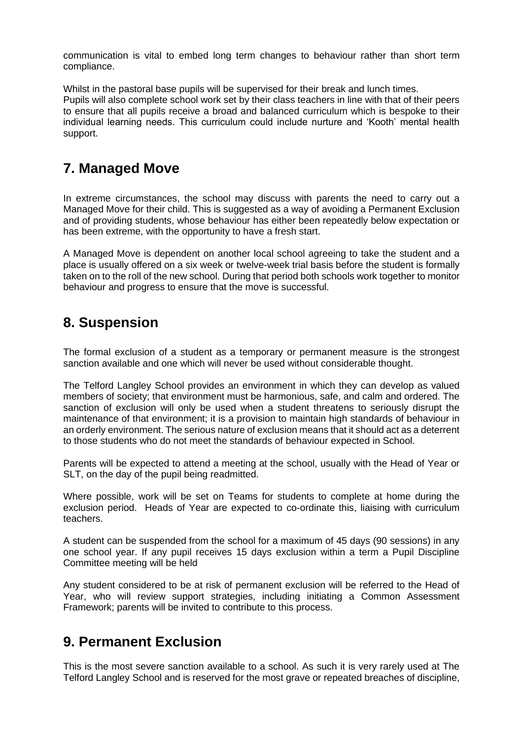communication is vital to embed long term changes to behaviour rather than short term compliance.

Whilst in the pastoral base pupils will be supervised for their break and lunch times.
Pupils will also complete school work set by their class teachers in line with that of their peers to ensure that all pupils receive a broad and balanced curriculum which is bespoke to their individual learning needs. This curriculum could include nurture and 'Kooth' mental health support.

## 7. Managed Move

In extreme circumstances, the school may discuss with parents the need to carry out a Managed Move for their child. This is suggested as a way of avoiding a Permanent Exclusion and of providing students, whose behaviour has either been repeatedly below expectation or has been extreme, with the opportunity to have a fresh start.

A Managed Move is dependent on another local school agreeing to take the student and a place is usually offered on a six week or twelve-week trial basis before the student is formally taken on to the roll of the new school. During that period both schools work together to monitor behaviour and progress to ensure that the move is successful.

## 8. Suspension

The formal exclusion of a student as a temporary or permanent measure is the strongest sanction available and one which will never be used without considerable thought.

The Telford Langley School provides an environment in which they can develop as valued members of society; that environment must be harmonious, safe, and calm and ordered. The sanction of exclusion will only be used when a student threatens to seriously disrupt the maintenance of that environment; it is a provision to maintain high standards of behaviour in an orderly environment. The serious nature of exclusion means that it should act as a deterrent to those students who do not meet the standards of behaviour expected in School.

Parents will be expected to attend a meeting at the school, usually with the Head of Year or SLT, on the day of the pupil being readmitted.

Where possible, work will be set on Teams for students to complete at home during the exclusion period. Heads of Year are expected to co-ordinate this, liaising with curriculum teachers.

A student can be suspended from the school for a maximum of 45 days (90 sessions) in any one school year. If any pupil receives 15 days exclusion within a term a Pupil Discipline Committee meeting will be held

Any student considered to be at risk of permanent exclusion will be referred to the Head of Year, who will review support strategies, including initiating a Common Assessment Framework; parents will be invited to contribute to this process.

## 9. Permanent Exclusion

This is the most severe sanction available to a school. As such it is very rarely used at The Telford Langley School and is reserved for the most grave or repeated breaches of discipline,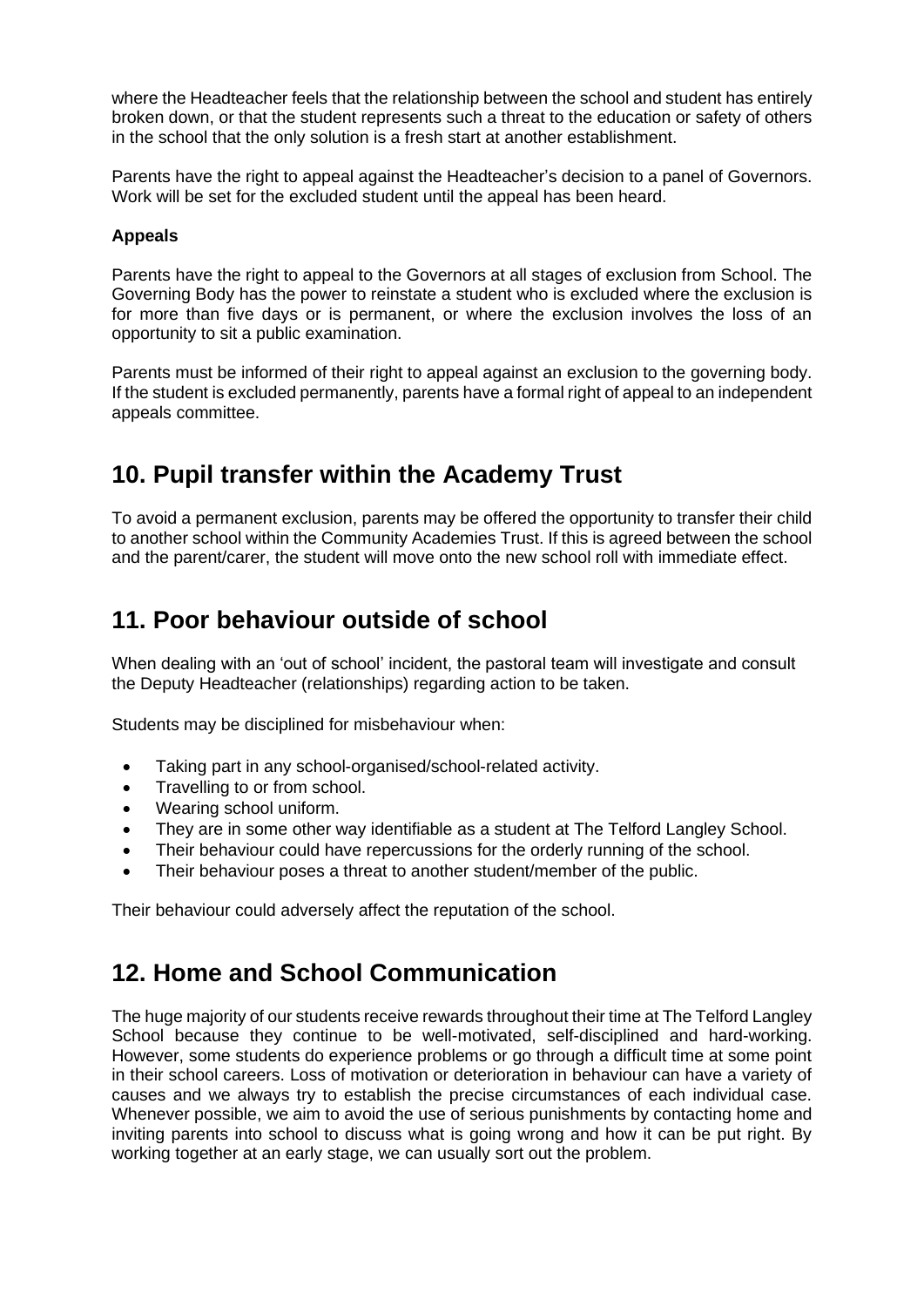where the Headteacher feels that the relationship between the school and student has entirely broken down, or that the student represents such a threat to the education or safety of others in the school that the only solution is a fresh start at another establishment.

Parents have the right to appeal against the Headteacher's decision to a panel of Governors. Work will be set for the excluded student until the appeal has been heard.

**Appeals**

Parents have the right to appeal to the Governors at all stages of exclusion from School. The Governing Body has the power to reinstate a student who is excluded where the exclusion is for more than five days or is permanent, or where the exclusion involves the loss of an opportunity to sit a public examination.

Parents must be informed of their right to appeal against an exclusion to the governing body. If the student is excluded permanently, parents have a formal right of appeal to an independent appeals committee.

## 10. Pupil transfer within the Academy Trust

To avoid a permanent exclusion, parents may be offered the opportunity to transfer their child to another school within the Community Academies Trust. If this is agreed between the school and the parent/carer, the student will move onto the new school roll with immediate effect.

## 11. Poor behaviour outside of school

When dealing with an 'out of school' incident, the pastoral team will investigate and consult the Deputy Headteacher (relationships) regarding action to be taken.

Students may be disciplined for misbehaviour when:

- Taking part in any school-organised/school-related activity.
- Travelling to or from school.
- Wearing school uniform.
- They are in some other way identifiable as a student at The Telford Langley School.
- Their behaviour could have repercussions for the orderly running of the school.
- Their behaviour poses a threat to another student/member of the public.

Their behaviour could adversely affect the reputation of the school.

## 12. Home and School Communication

The huge majority of our students receive rewards throughout their time at The Telford Langley School because they continue to be well-motivated, self-disciplined and hard-working. However, some students do experience problems or go through a difficult time at some point in their school careers. Loss of motivation or deterioration in behaviour can have a variety of causes and we always try to establish the precise circumstances of each individual case. Whenever possible, we aim to avoid the use of serious punishments by contacting home and inviting parents into school to discuss what is going wrong and how it can be put right. By working together at an early stage, we can usually sort out the problem.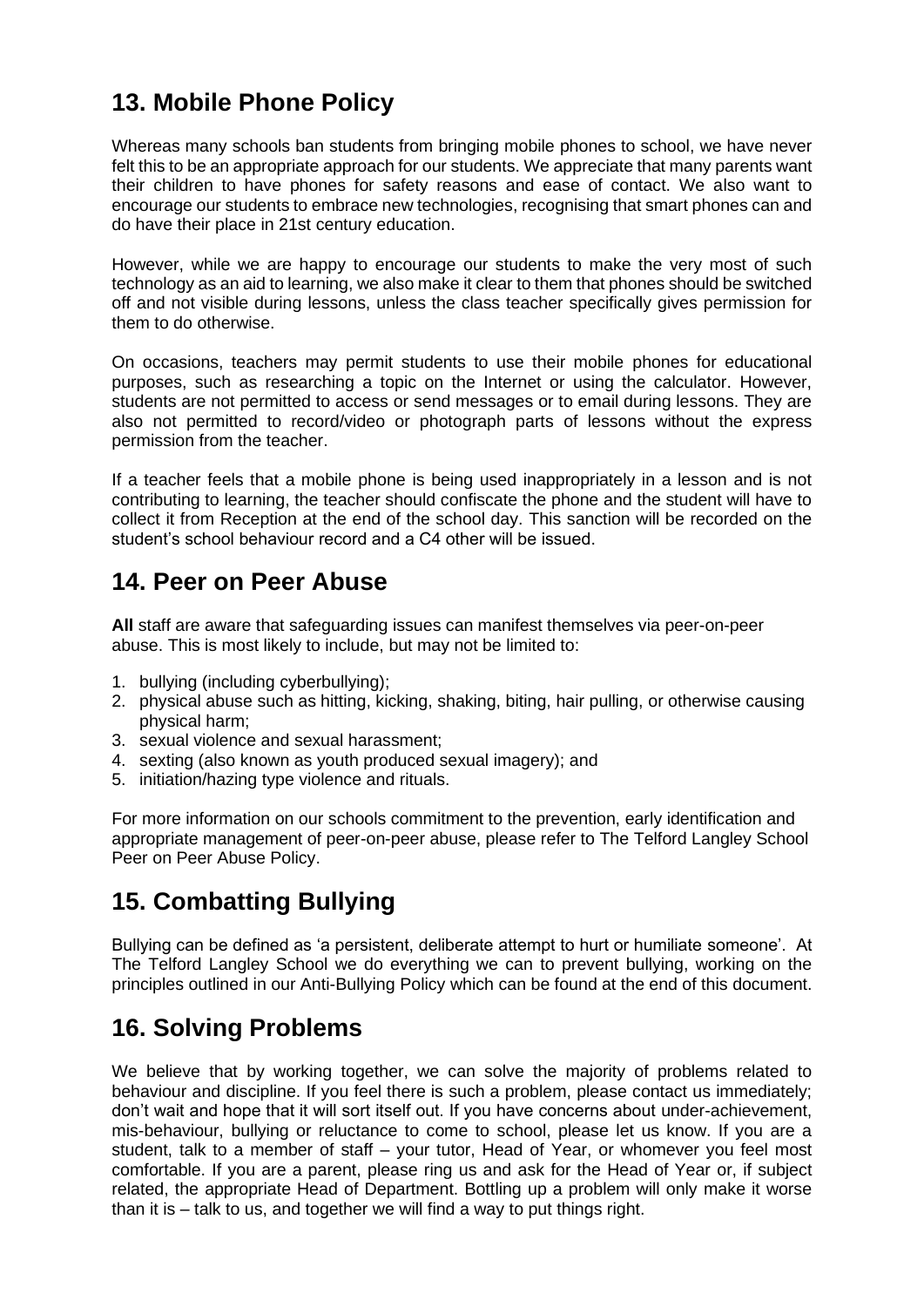## 13. Mobile Phone Policy

Whereas many schools ban students from bringing mobile phones to school, we have never felt this to be an appropriate approach for our students. We appreciate that many parents want their children to have phones for safety reasons and ease of contact. We also want to encourage our students to embrace new technologies, recognising that smart phones can and do have their place in 21st century education.

However, while we are happy to encourage our students to make the very most of such technology as an aid to learning, we also make it clear to them that phones should be switched off and not visible during lessons, unless the class teacher specifically gives permission for them to do otherwise.

On occasions, teachers may permit students to use their mobile phones for educational purposes, such as researching a topic on the Internet or using the calculator. However, students are not permitted to access or send messages or to email during lessons. They are also not permitted to record/video or photograph parts of lessons without the express permission from the teacher.

If a teacher feels that a mobile phone is being used inappropriately in a lesson and is not contributing to learning, the teacher should confiscate the phone and the student will have to collect it from Reception at the end of the school day. This sanction will be recorded on the student's school behaviour record and a C4 other will be issued.

## 14. Peer on Peer Abuse

**All** staff are aware that safeguarding issues can manifest themselves via peer-on-peer abuse. This is most likely to include, but may not be limited to:

1. bullying (including cyberbullying);
2. physical abuse such as hitting, kicking, shaking, biting, hair pulling, or otherwise causing physical harm;
3. sexual violence and sexual harassment;
4. sexting (also known as youth produced sexual imagery); and
5. initiation/hazing type violence and rituals.

For more information on our schools commitment to the prevention, early identification and appropriate management of peer-on-peer abuse, please refer to The Telford Langley School Peer on Peer Abuse Policy.

## 15. Combatting Bullying

Bullying can be defined as 'a persistent, deliberate attempt to hurt or humiliate someone'. At The Telford Langley School we do everything we can to prevent bullying, working on the principles outlined in our Anti-Bullying Policy which can be found at the end of this document.

## 16. Solving Problems

We believe that by working together, we can solve the majority of problems related to behaviour and discipline. If you feel there is such a problem, please contact us immediately; don't wait and hope that it will sort itself out. If you have concerns about under-achievement, mis-behaviour, bullying or reluctance to come to school, please let us know. If you are a student, talk to a member of staff – your tutor, Head of Year, or whomever you feel most comfortable. If you are a parent, please ring us and ask for the Head of Year or, if subject related, the appropriate Head of Department. Bottling up a problem will only make it worse than it is – talk to us, and together we will find a way to put things right.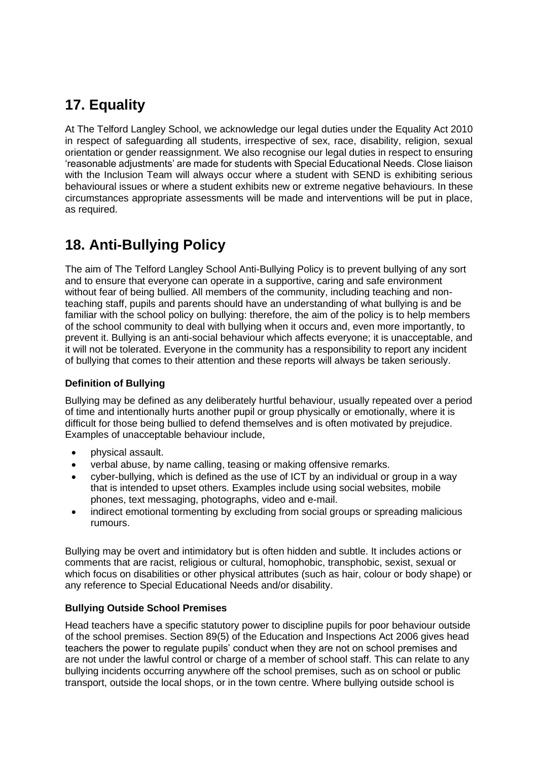## 17. Equality

At The Telford Langley School, we acknowledge our legal duties under the Equality Act 2010 in respect of safeguarding all students, irrespective of sex, race, disability, religion, sexual orientation or gender reassignment. We also recognise our legal duties in respect to ensuring 'reasonable adjustments' are made for students with Special Educational Needs. Close liaison with the Inclusion Team will always occur where a student with SEND is exhibiting serious behavioural issues or where a student exhibits new or extreme negative behaviours. In these circumstances appropriate assessments will be made and interventions will be put in place, as required.

## 18. Anti-Bullying Policy

The aim of The Telford Langley School Anti-Bullying Policy is to prevent bullying of any sort and to ensure that everyone can operate in a supportive, caring and safe environment without fear of being bullied. All members of the community, including teaching and non-teaching staff, pupils and parents should have an understanding of what bullying is and be familiar with the school policy on bullying: therefore, the aim of the policy is to help members of the school community to deal with bullying when it occurs and, even more importantly, to prevent it. Bullying is an anti-social behaviour which affects everyone; it is unacceptable, and it will not be tolerated. Everyone in the community has a responsibility to report any incident of bullying that comes to their attention and these reports will always be taken seriously.

### Definition of Bullying

Bullying may be defined as any deliberately hurtful behaviour, usually repeated over a period of time and intentionally hurts another pupil or group physically or emotionally, where it is difficult for those being bullied to defend themselves and is often motivated by prejudice. Examples of unacceptable behaviour include,

- physical assault.
- verbal abuse, by name calling, teasing or making offensive remarks.
- cyber-bullying, which is defined as the use of ICT by an individual or group in a way that is intended to upset others. Examples include using social websites, mobile phones, text messaging, photographs, video and e-mail.
- indirect emotional tormenting by excluding from social groups or spreading malicious rumours.

Bullying may be overt and intimidatory but is often hidden and subtle. It includes actions or comments that are racist, religious or cultural, homophobic, transphobic, sexist, sexual or which focus on disabilities or other physical attributes (such as hair, colour or body shape) or any reference to Special Educational Needs and/or disability.

### Bullying Outside School Premises

Head teachers have a specific statutory power to discipline pupils for poor behaviour outside of the school premises. Section 89(5) of the Education and Inspections Act 2006 gives head teachers the power to regulate pupils' conduct when they are not on school premises and are not under the lawful control or charge of a member of school staff. This can relate to any bullying incidents occurring anywhere off the school premises, such as on school or public transport, outside the local shops, or in the town centre. Where bullying outside school is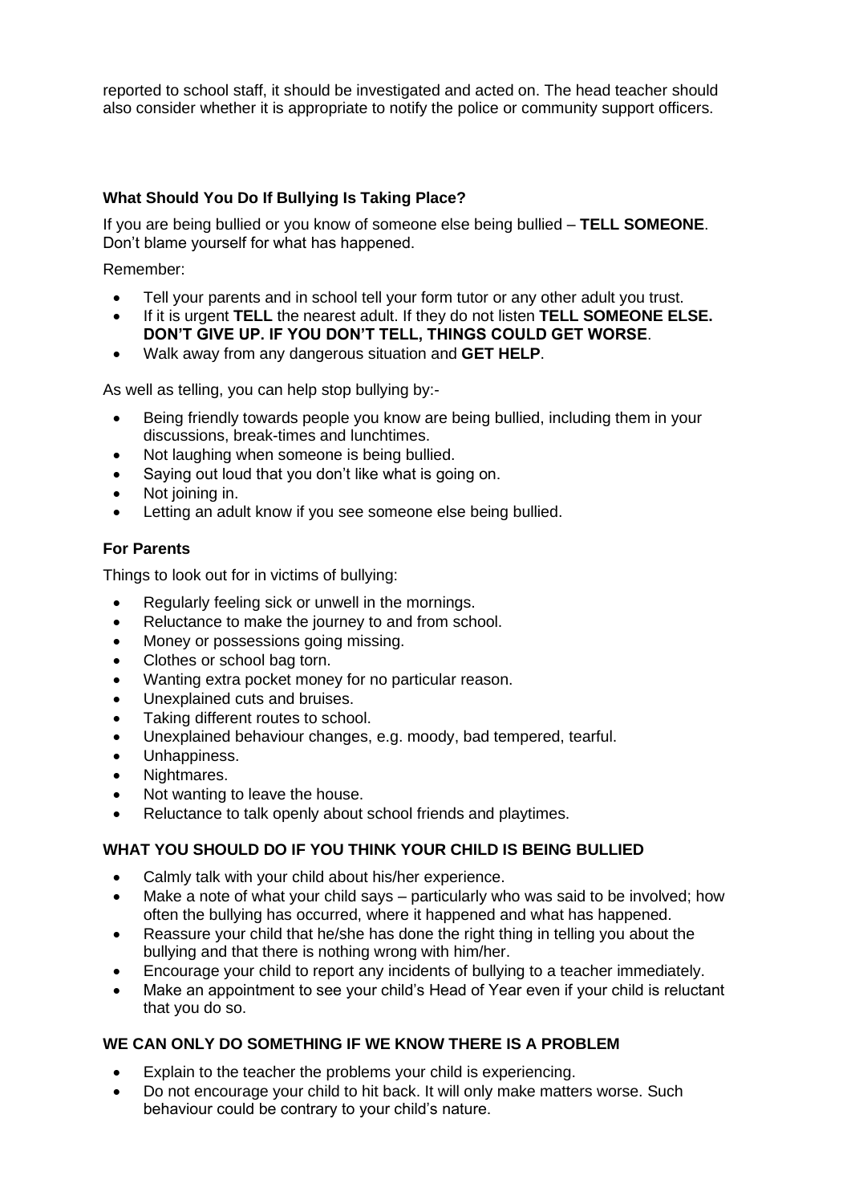reported to school staff, it should be investigated and acted on. The head teacher should also consider whether it is appropriate to notify the police or community support officers.

### What Should You Do If Bullying Is Taking Place?

If you are being bullied or you know of someone else being bullied – **TELL SOMEONE**. Don't blame yourself for what has happened.

Remember:

- Tell your parents and in school tell your form tutor or any other adult you trust.
- If it is urgent **TELL** the nearest adult. If they do not listen **TELL SOMEONE ELSE. DON'T GIVE UP. IF YOU DON'T TELL, THINGS COULD GET WORSE**.
- Walk away from any dangerous situation and **GET HELP**.

As well as telling, you can help stop bullying by:-

- Being friendly towards people you know are being bullied, including them in your discussions, break-times and lunchtimes.
- Not laughing when someone is being bullied.
- Saying out loud that you don't like what is going on.
- Not joining in.
- Letting an adult know if you see someone else being bullied.

### For Parents

Things to look out for in victims of bullying:

- Regularly feeling sick or unwell in the mornings.
- Reluctance to make the journey to and from school.
- Money or possessions going missing.
- Clothes or school bag torn.
- Wanting extra pocket money for no particular reason.
- Unexplained cuts and bruises.
- Taking different routes to school.
- Unexplained behaviour changes, e.g. moody, bad tempered, tearful.
- Unhappiness.
- Nightmares.
- Not wanting to leave the house.
- Reluctance to talk openly about school friends and playtimes.

### WHAT YOU SHOULD DO IF YOU THINK YOUR CHILD IS BEING BULLIED

- Calmly talk with your child about his/her experience.
- Make a note of what your child says – particularly who was said to be involved; how often the bullying has occurred, where it happened and what has happened.
- Reassure your child that he/she has done the right thing in telling you about the bullying and that there is nothing wrong with him/her.
- Encourage your child to report any incidents of bullying to a teacher immediately.
- Make an appointment to see your child's Head of Year even if your child is reluctant that you do so.

### WE CAN ONLY DO SOMETHING IF WE KNOW THERE IS A PROBLEM

- Explain to the teacher the problems your child is experiencing.
- Do not encourage your child to hit back. It will only make matters worse. Such behaviour could be contrary to your child's nature.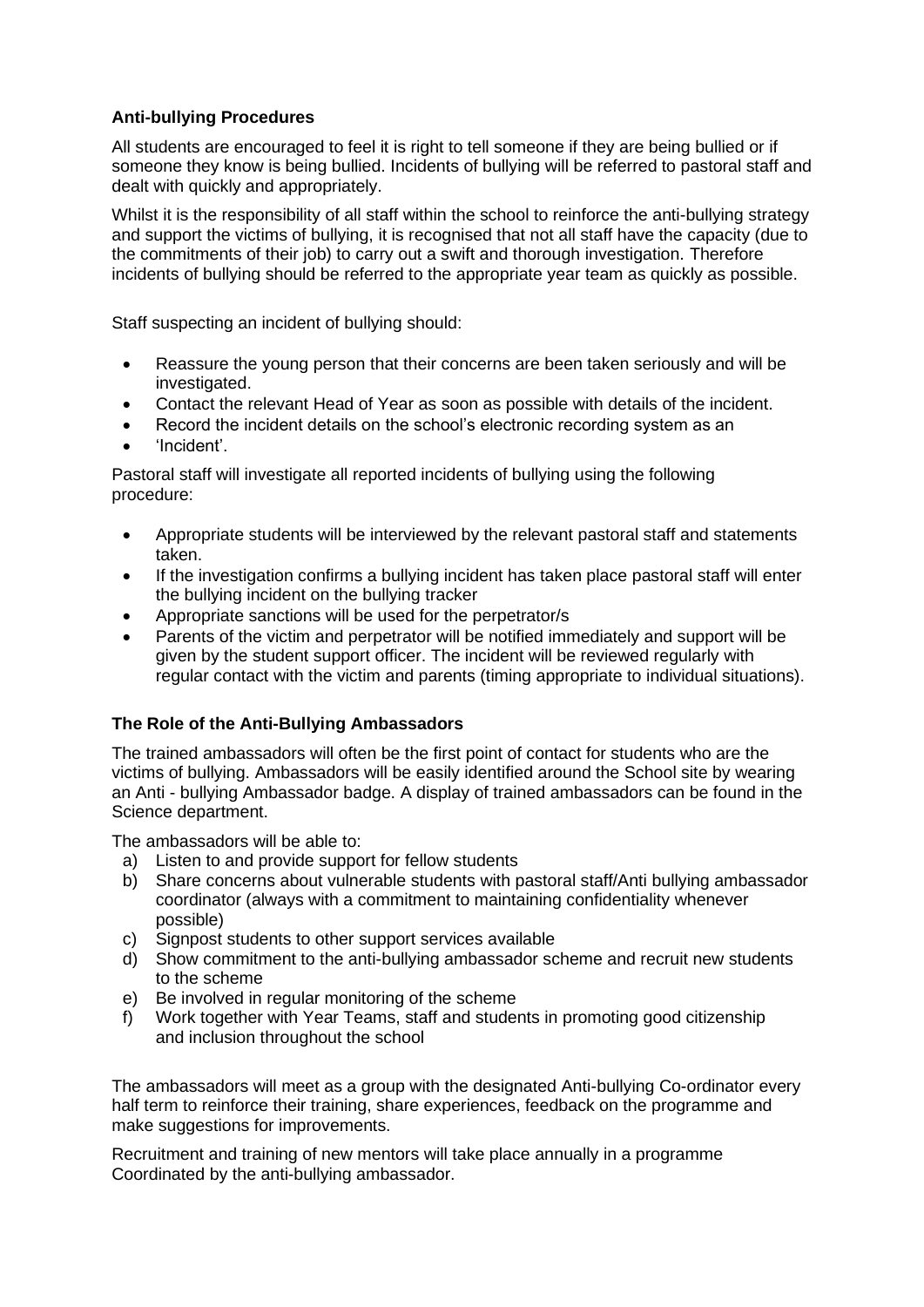**Anti-bullying Procedures**

All students are encouraged to feel it is right to tell someone if they are being bullied or if someone they know is being bullied. Incidents of bullying will be referred to pastoral staff and dealt with quickly and appropriately.

Whilst it is the responsibility of all staff within the school to reinforce the anti-bullying strategy and support the victims of bullying, it is recognised that not all staff have the capacity (due to the commitments of their job) to carry out a swift and thorough investigation. Therefore incidents of bullying should be referred to the appropriate year team as quickly as possible.

Staff suspecting an incident of bullying should:

- Reassure the young person that their concerns are been taken seriously and will be investigated.
- Contact the relevant Head of Year as soon as possible with details of the incident.
- Record the incident details on the school's electronic recording system as an
- 'Incident'.

Pastoral staff will investigate all reported incidents of bullying using the following procedure:

- Appropriate students will be interviewed by the relevant pastoral staff and statements taken.
- If the investigation confirms a bullying incident has taken place pastoral staff will enter the bullying incident on the bullying tracker
- Appropriate sanctions will be used for the perpetrator/s
- Parents of the victim and perpetrator will be notified immediately and support will be given by the student support officer. The incident will be reviewed regularly with regular contact with the victim and parents (timing appropriate to individual situations).

**The Role of the Anti-Bullying Ambassadors**

The trained ambassadors will often be the first point of contact for students who are the victims of bullying. Ambassadors will be easily identified around the School site by wearing an Anti - bullying Ambassador badge. A display of trained ambassadors can be found in the Science department.

The ambassadors will be able to:

a) Listen to and provide support for fellow students
b) Share concerns about vulnerable students with pastoral staff/Anti bullying ambassador coordinator (always with a commitment to maintaining confidentiality whenever possible)
c) Signpost students to other support services available
d) Show commitment to the anti-bullying ambassador scheme and recruit new students to the scheme
e) Be involved in regular monitoring of the scheme
f) Work together with Year Teams, staff and students in promoting good citizenship and inclusion throughout the school

The ambassadors will meet as a group with the designated Anti-bullying Co-ordinator every half term to reinforce their training, share experiences, feedback on the programme and make suggestions for improvements.

Recruitment and training of new mentors will take place annually in a programme Coordinated by the anti-bullying ambassador.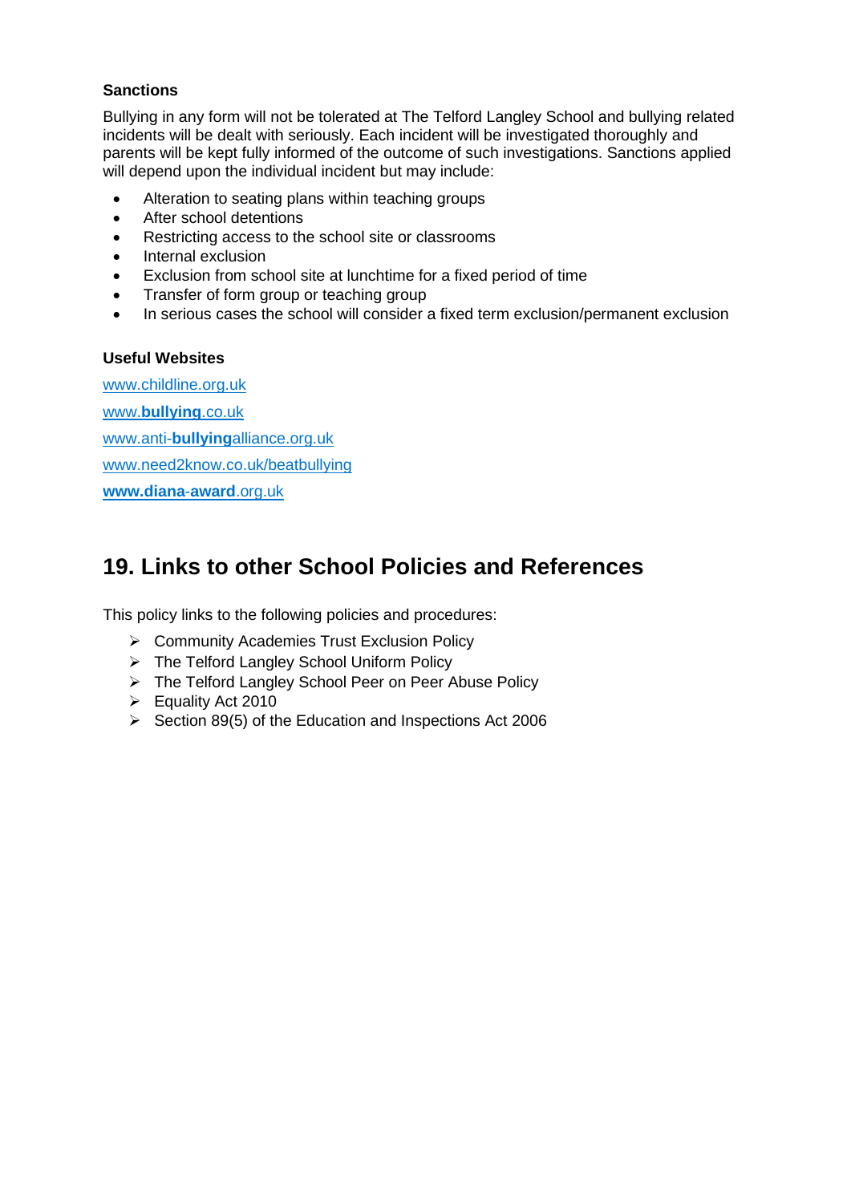### Sanctions

Bullying in any form will not be tolerated at The Telford Langley School and bullying related incidents will be dealt with seriously. Each incident will be investigated thoroughly and parents will be kept fully informed of the outcome of such investigations. Sanctions applied will depend upon the individual incident but may include:

- Alteration to seating plans within teaching groups
- After school detentions
- Restricting access to the school site or classrooms
- Internal exclusion
- Exclusion from school site at lunchtime for a fixed period of time
- Transfer of form group or teaching group
- In serious cases the school will consider a fixed term exclusion/permanent exclusion

### Useful Websites

www.childline.org.uk

www.**bullying**.co.uk

www.anti-**bullying**alliance.org.uk

www.need2know.co.uk/beatbullying

**www.diana-award**.org.uk

## 19. Links to other School Policies and References

This policy links to the following policies and procedures:

- Community Academies Trust Exclusion Policy
- The Telford Langley School Uniform Policy
- The Telford Langley School Peer on Peer Abuse Policy
- Equality Act 2010
- Section 89(5) of the Education and Inspections Act 2006